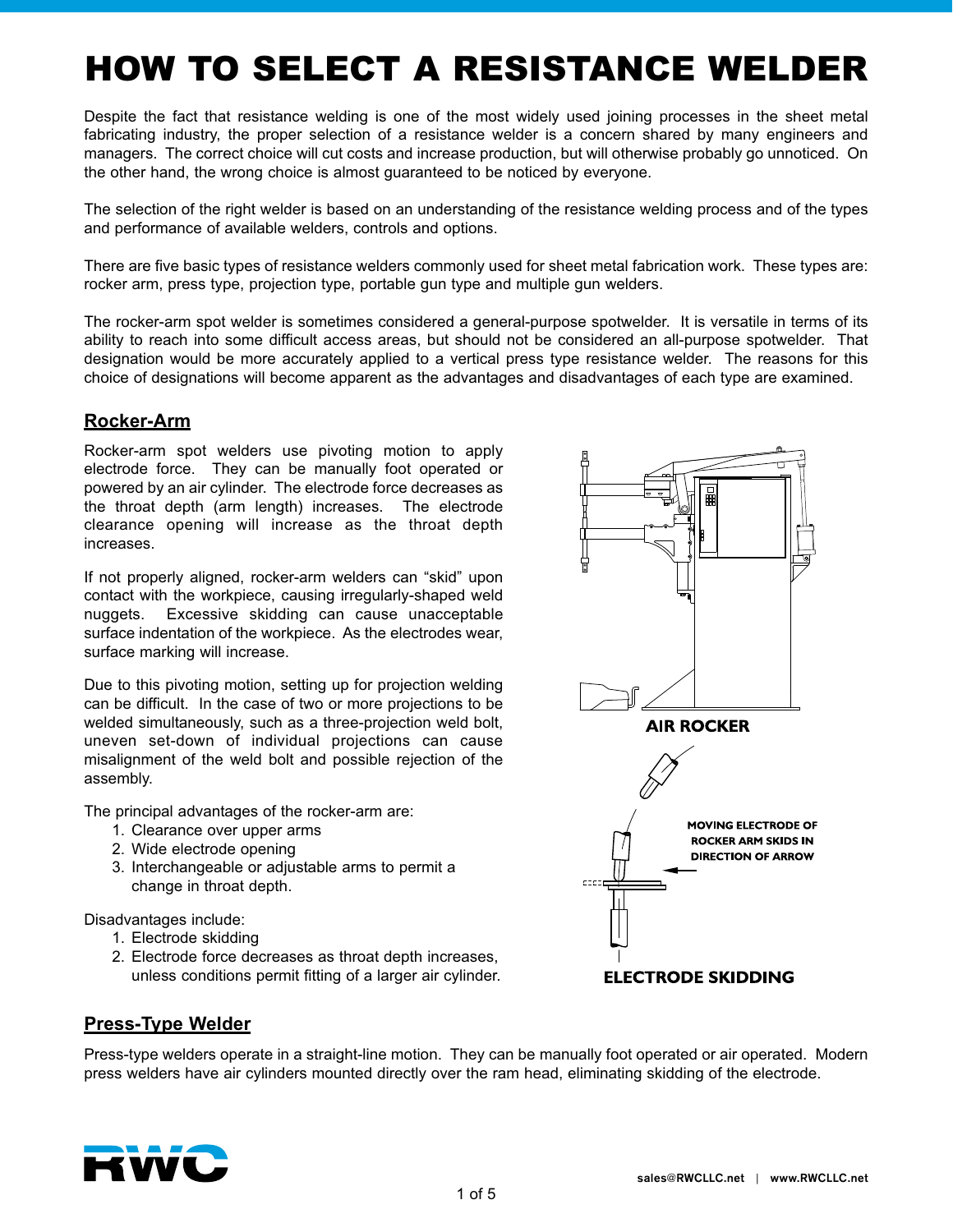# HOW TO SELECT A RESISTANCE WELDER

Despite the fact that resistance welding is one of the most widely used joining processes in the sheet metal fabricating industry, the proper selection of a resistance welder is a concern shared by many engineers and managers. The correct choice will cut costs and increase production, but will otherwise probably go unnoticed. On the other hand, the wrong choice is almost guaranteed to be noticed by everyone.

The selection of the right welder is based on an understanding of the resistance welding process and of the types and performance of available welders, controls and options.

There are five basic types of resistance welders commonly used for sheet metal fabrication work. These types are: rocker arm, press type, projection type, portable gun type and multiple gun welders.

The rocker-arm spot welder is sometimes considered a general-purpose spotwelder. It is versatile in terms of its ability to reach into some difficult access areas, but should not be considered an all-purpose spotwelder. That designation would be more accurately applied to a vertical press type resistance welder. The reasons for this choice of designations will become apparent as the advantages and disadvantages of each type are examined.

## Rocker-Arm

Rocker-arm spot welders use pivoting motion to apply electrode force. They can be manually foot operated or powered by an air cylinder. The electrode force decreases as the throat depth (arm length) increases. The electrode clearance opening will increase as the throat depth increases.

If not properly aligned, rocker-arm welders can "skid" upon contact with the workpiece, causing irregularly-shaped weld nuggets. Excessive skidding can cause unacceptable surface indentation of the workpiece. As the electrodes wear, surface marking will increase.

Due to this pivoting motion, setting up for projection welding can be difficult. In the case of two or more projections to be welded simultaneously, such as a three-projection weld bolt, uneven set-down of individual projections can cause misalignment of the weld bolt and possible rejection of the assembly.

The principal advantages of the rocker-arm are:

1. Clearance over upper arms
2. Wide electrode opening
3. Interchangeable or adjustable arms to permit a change in throat depth.

Disadvantages include:

1. Electrode skidding
2. Electrode force decreases as throat depth increases, unless conditions permit fitting of a larger air cylinder.

AIR ROCKER

MOVING ELECTRODE OF ROCKER ARM SKIDS IN DIRECTION OF ARROW

ELECTRODE SKIDDING

## Press-Type Welder

Press-type welders operate in a straight-line motion. They can be manually foot operated or air operated. Modern press welders have air cylinders mounted directly over the ram head, eliminating skidding of the electrode.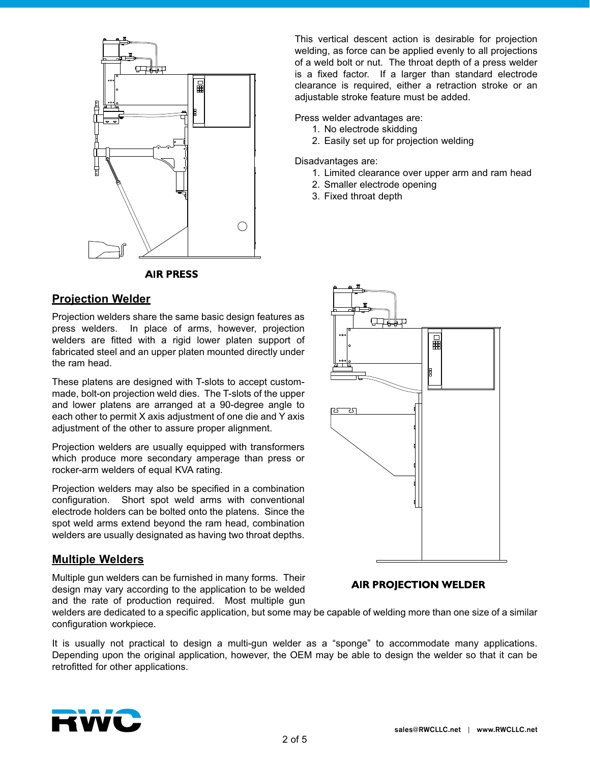This vertical descent action is desirable for projection welding, as force can be applied evenly to all projections of a weld bolt or nut. The throat depth of a press welder is a fixed factor. If a larger than standard electrode clearance is required, either a retraction stroke or an adjustable stroke feature must be added.

Press welder advantages are:

1. No electrode skidding
2. Easily set up for projection welding

Disadvantages are:

1. Limited clearance over upper arm and ram head
2. Smaller electrode opening
3. Fixed throat depth

**AIR PRESS**

## Projection Welder

Projection welders share the same basic design features as press welders. In place of arms, however, projection welders are fitted with a rigid lower platen support of fabricated steel and an upper platen mounted directly under the ram head.

These platens are designed with T-slots to accept custom-made, bolt-on projection weld dies. The T-slots of the upper and lower platens are arranged at a 90-degree angle to each other to permit X axis adjustment of one die and Y axis adjustment of the other to assure proper alignment.

Projection welders are usually equipped with transformers which produce more secondary amperage than press or rocker-arm welders of equal KVA rating.

Projection welders may also be specified in a combination configuration. Short spot weld arms with conventional electrode holders can be bolted onto the platens. Since the spot weld arms extend beyond the ram head, combination welders are usually designated as having two throat depths.

**AIR PROJECTION WELDER**

## Multiple Welders

Multiple gun welders can be furnished in many forms. Their design may vary according to the application to be welded and the rate of production required. Most multiple gun welders are dedicated to a specific application, but some may be capable of welding more than one size of a similar configuration workpiece.

It is usually not practical to design a multi-gun welder as a "sponge" to accommodate many applications. Depending upon the original application, however, the OEM may be able to design the welder so that it can be retrofitted for other applications.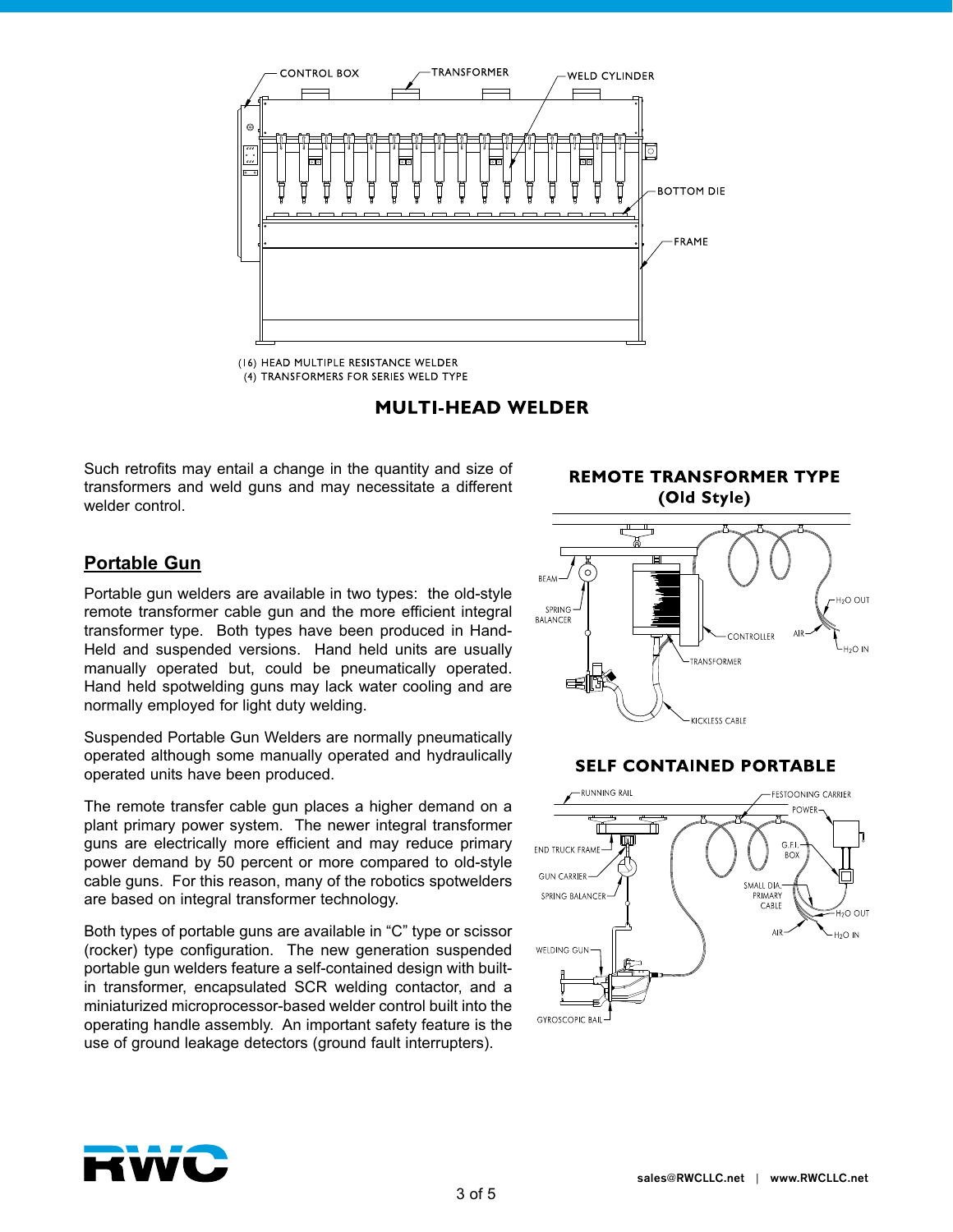(16) HEAD MULTIPLE RESISTANCE WELDER
(4) TRANSFORMERS FOR SERIES WELD TYPE

**MULTI-HEAD WELDER**

Such retrofits may entail a change in the quantity and size of transformers and weld guns and may necessitate a different welder control.

## Portable Gun

Portable gun welders are available in two types: the old-style remote transformer cable gun and the more efficient integral transformer type. Both types have been produced in Hand-Held and suspended versions. Hand held units are usually manually operated but, could be pneumatically operated. Hand held spotwelding guns may lack water cooling and are normally employed for light duty welding.

Suspended Portable Gun Welders are normally pneumatically operated although some manually operated and hydraulically operated units have been produced.

The remote transfer cable gun places a higher demand on a plant primary power system. The newer integral transformer guns are electrically more efficient and may reduce primary power demand by 50 percent or more compared to old-style cable guns. For this reason, many of the robotics spotwelders are based on integral transformer technology.

Both types of portable guns are available in "C" type or scissor (rocker) type configuration. The new generation suspended portable gun welders feature a self-contained design with built-in transformer, encapsulated SCR welding contactor, and a miniaturized microprocessor-based welder control built into the operating handle assembly. An important safety feature is the use of ground leakage detectors (ground fault interrupters).

**REMOTE TRANSFORMER TYPE (Old Style)**

**SELF CONTAINED PORTABLE**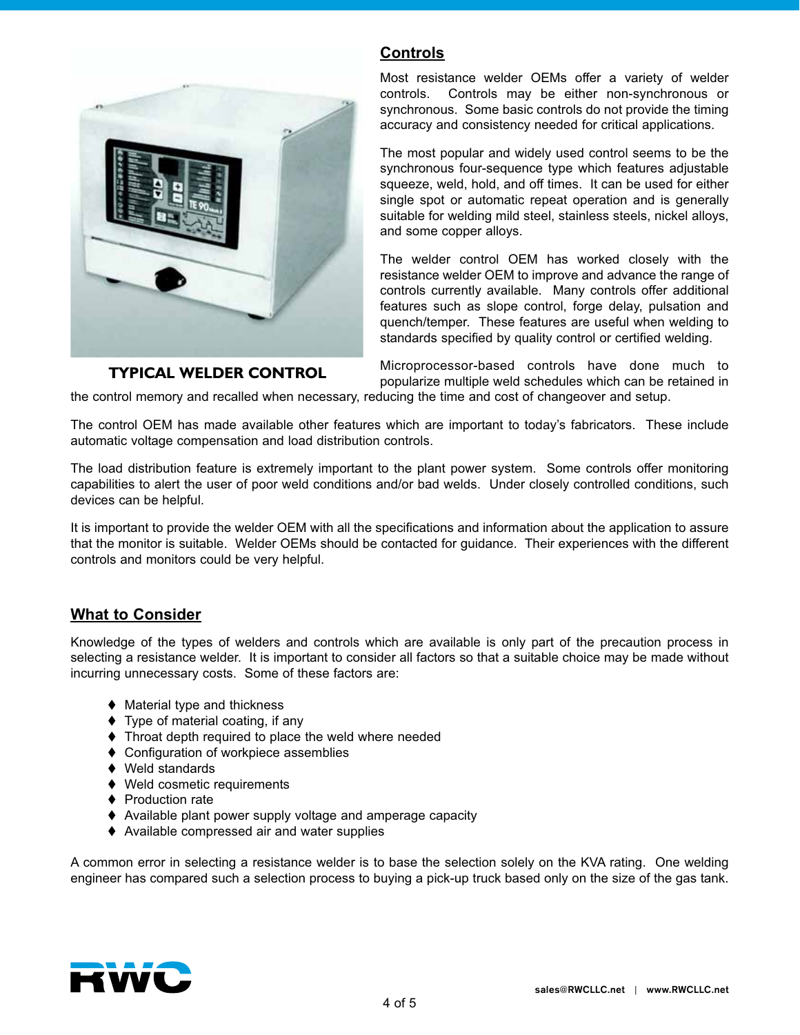TYPICAL WELDER CONTROL

## Controls

Most resistance welder OEMs offer a variety of welder controls. Controls may be either non-synchronous or synchronous. Some basic controls do not provide the timing accuracy and consistency needed for critical applications.

The most popular and widely used control seems to be the synchronous four-sequence type which features adjustable squeeze, weld, hold, and off times. It can be used for either single spot or automatic repeat operation and is generally suitable for welding mild steel, stainless steels, nickel alloys, and some copper alloys.

The welder control OEM has worked closely with the resistance welder OEM to improve and advance the range of controls currently available. Many controls offer additional features such as slope control, forge delay, pulsation and quench/temper. These features are useful when welding to standards specified by quality control or certified welding.

Microprocessor-based controls have done much to popularize multiple weld schedules which can be retained in the control memory and recalled when necessary, reducing the time and cost of changeover and setup.

The control OEM has made available other features which are important to today's fabricators. These include automatic voltage compensation and load distribution controls.

The load distribution feature is extremely important to the plant power system. Some controls offer monitoring capabilities to alert the user of poor weld conditions and/or bad welds. Under closely controlled conditions, such devices can be helpful.

It is important to provide the welder OEM with all the specifications and information about the application to assure that the monitor is suitable. Welder OEMs should be contacted for guidance. Their experiences with the different controls and monitors could be very helpful.

## What to Consider

Knowledge of the types of welders and controls which are available is only part of the precaution process in selecting a resistance welder. It is important to consider all factors so that a suitable choice may be made without incurring unnecessary costs. Some of these factors are:

- Material type and thickness
- Type of material coating, if any
- Throat depth required to place the weld where needed
- Configuration of workpiece assemblies
- Weld standards
- Weld cosmetic requirements
- Production rate
- Available plant power supply voltage and amperage capacity
- Available compressed air and water supplies

A common error in selecting a resistance welder is to base the selection solely on the KVA rating. One welding engineer has compared such a selection process to buying a pick-up truck based only on the size of the gas tank.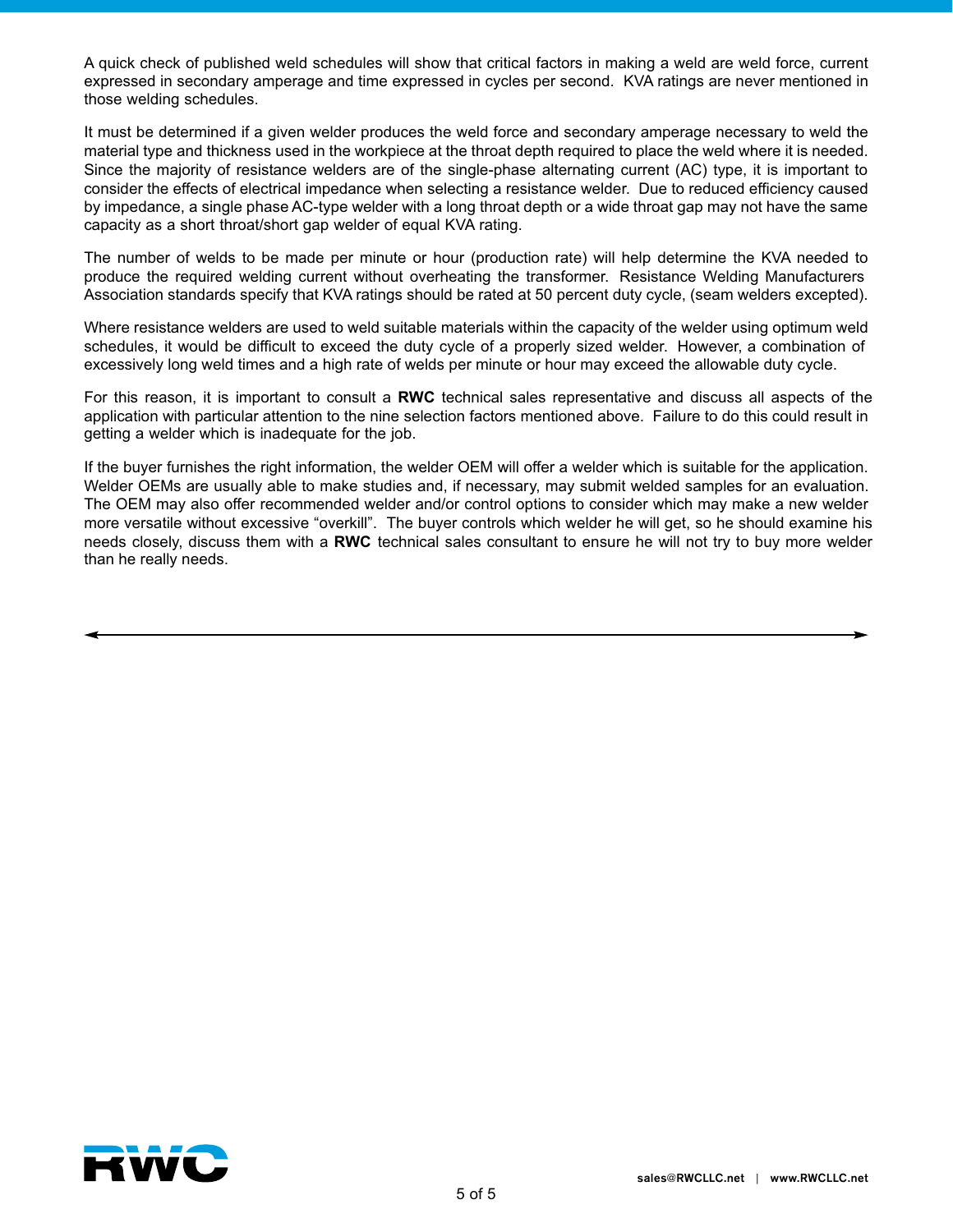A quick check of published weld schedules will show that critical factors in making a weld are weld force, current expressed in secondary amperage and time expressed in cycles per second. KVA ratings are never mentioned in those welding schedules.

It must be determined if a given welder produces the weld force and secondary amperage necessary to weld the material type and thickness used in the workpiece at the throat depth required to place the weld where it is needed. Since the majority of resistance welders are of the single-phase alternating current (AC) type, it is important to consider the effects of electrical impedance when selecting a resistance welder. Due to reduced efficiency caused by impedance, a single phase AC-type welder with a long throat depth or a wide throat gap may not have the same capacity as a short throat/short gap welder of equal KVA rating.

The number of welds to be made per minute or hour (production rate) will help determine the KVA needed to produce the required welding current without overheating the transformer. Resistance Welding Manufacturers Association standards specify that KVA ratings should be rated at 50 percent duty cycle, (seam welders excepted).

Where resistance welders are used to weld suitable materials within the capacity of the welder using optimum weld schedules, it would be difficult to exceed the duty cycle of a properly sized welder. However, a combination of excessively long weld times and a high rate of welds per minute or hour may exceed the allowable duty cycle.

For this reason, it is important to consult a **RWC** technical sales representative and discuss all aspects of the application with particular attention to the nine selection factors mentioned above. Failure to do this could result in getting a welder which is inadequate for the job.

If the buyer furnishes the right information, the welder OEM will offer a welder which is suitable for the application. Welder OEMs are usually able to make studies and, if necessary, may submit welded samples for an evaluation. The OEM may also offer recommended welder and/or control options to consider which may make a new welder more versatile without excessive “overkill”. The buyer controls which welder he will get, so he should examine his needs closely, discuss them with a **RWC** technical sales consultant to ensure he will not try to buy more welder than he really needs.

---

sales@RWCLLC.net | www.RWCLLC.net